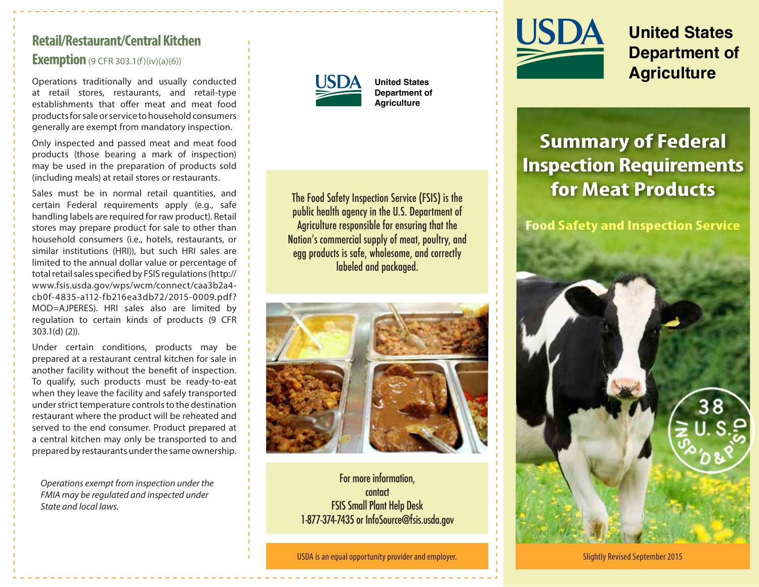## Retail/Restaurant/Central Kitchen Exemption (9 CFR 303.1(f)(iv)(a)(6))

Operations traditionally and usually conducted at retail stores, restaurants, and retail-type establishments that offer meat and meat food products for sale or service to household consumers generally are exempt from mandatory inspection.

Only inspected and passed meat and meat food products (those bearing a mark of inspection) may be used in the preparation of products sold (including meals) at retail stores or restaurants.

Sales must be in normal retail quantities, and certain Federal requirements apply (e.g., safe handling labels are required for raw product). Retail stores may prepare product for sale to other than household consumers (i.e., hotels, restaurants, or similar institutions (HRI)), but such HRI sales are limited to the annual dollar value or percentage of total retail sales specified by FSIS regulations (http://www.fsis.usda.gov/wps/wcm/connect/caa3b2a4-cb0f-4835-a112-fb216ea3db72/2015-0009.pdf?MOD=AJPERES). HRI sales also are limited by regulation to certain kinds of products (9 CFR 303.1(d) (2)).

Under certain conditions, products may be prepared at a restaurant central kitchen for sale in another facility without the benefit of inspection. To qualify, such products must be ready-to-eat when they leave the facility and safely transported under strict temperature controls to the destination restaurant where the product will be reheated and served to the end consumer. Product prepared at a central kitchen may only be transported to and prepared by restaurants under the same ownership.

*Operations exempt from inspection under the FMIA may be regulated and inspected under State and local laws.*

USDA United States Department of Agriculture

The Food Safety Inspection Service (FSIS) is the public health agency in the U.S. Department of Agriculture responsible for ensuring that the Nation's commercial supply of meat, poultry, and egg products is safe, wholesome, and correctly labeled and packaged.

For more information, contact FSIS Small Plant Help Desk 1-877-374-7435 or InfoSource@fsis.usda.gov

USDA is an equal opportunity provider and employer.

USDA United States Department of Agriculture

# Summary of Federal Inspection Requirements for Meat Products

**Food Safety and Inspection Service**

Slightly Revised September 2015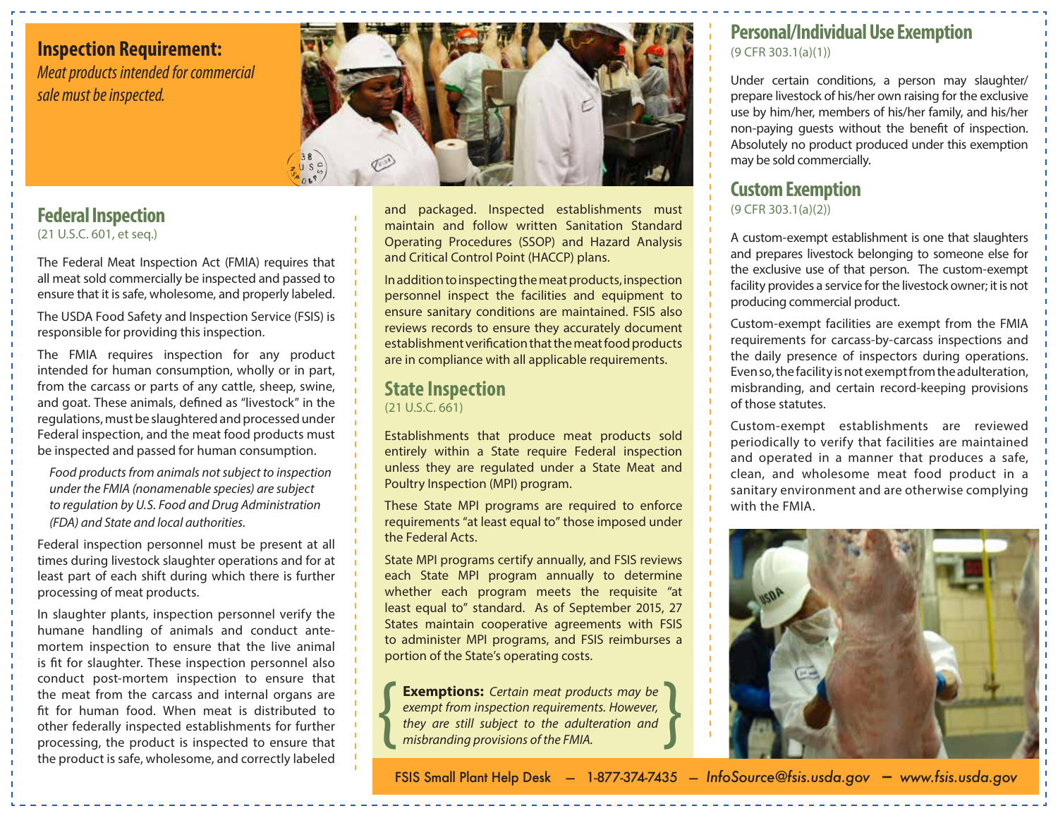## Inspection Requirement:

*Meat products intended for commercial sale must be inspected.*

## Federal Inspection

(21 U.S.C. 601, et seq.)

The Federal Meat Inspection Act (FMIA) requires that all meat sold commercially be inspected and passed to ensure that it is safe, wholesome, and properly labeled.

The USDA Food Safety and Inspection Service (FSIS) is responsible for providing this inspection.

The FMIA requires inspection for any product intended for human consumption, wholly or in part, from the carcass or parts of any cattle, sheep, swine, and goat. These animals, defined as "livestock" in the regulations, must be slaughtered and processed under Federal inspection, and the meat food products must be inspected and passed for human consumption.

*Food products from animals not subject to inspection under the FMIA (nonamenable species) are subject to regulation by U.S. Food and Drug Administration (FDA) and State and local authorities.*

Federal inspection personnel must be present at all times during livestock slaughter operations and for at least part of each shift during which there is further processing of meat products.

In slaughter plants, inspection personnel verify the humane handling of animals and conduct ante-mortem inspection to ensure that the live animal is fit for slaughter. These inspection personnel also conduct post-mortem inspection to ensure that the meat from the carcass and internal organs are fit for human food. When meat is distributed to other federally inspected establishments for further processing, the product is inspected to ensure that the product is safe, wholesome, and correctly labeled and packaged. Inspected establishments must maintain and follow written Sanitation Standard Operating Procedures (SSOP) and Hazard Analysis and Critical Control Point (HACCP) plans.

In addition to inspecting the meat products, inspection personnel inspect the facilities and equipment to ensure sanitary conditions are maintained. FSIS also reviews records to ensure they accurately document establishment verification that the meat food products are in compliance with all applicable requirements.

## State Inspection

(21 U.S.C. 661)

Establishments that produce meat products sold entirely within a State require Federal inspection unless they are regulated under a State Meat and Poultry Inspection (MPI) program.

These State MPI programs are required to enforce requirements "at least equal to" those imposed under the Federal Acts.

State MPI programs certify annually, and FSIS reviews each State MPI program annually to determine whether each program meets the requisite "at least equal to" standard. As of September 2015, 27 States maintain cooperative agreements with FSIS to administer MPI programs, and FSIS reimburses a portion of the State's operating costs.

**Exemptions:** *Certain meat products may be exempt from inspection requirements. However, they are still subject to the adulteration and misbranding provisions of the FMIA.*

## Personal/Individual Use Exemption

(9 CFR 303.1(a)(1))

Under certain conditions, a person may slaughter/prepare livestock of his/her own raising for the exclusive use by him/her, members of his/her family, and his/her non-paying guests without the benefit of inspection. Absolutely no product produced under this exemption may be sold commercially.

## Custom Exemption

(9 CFR 303.1(a)(2))

A custom-exempt establishment is one that slaughters and prepares livestock belonging to someone else for the exclusive use of that person. The custom-exempt facility provides a service for the livestock owner; it is not producing commercial product.

Custom-exempt facilities are exempt from the FMIA requirements for carcass-by-carcass inspections and the daily presence of inspectors during operations. Even so, the facility is not exempt from the adulteration, misbranding, and certain record-keeping provisions of those statutes.

Custom-exempt establishments are reviewed periodically to verify that facilities are maintained and operated in a manner that produces a safe, clean, and wholesome meat food product in a sanitary environment and are otherwise complying with the FMIA.

FSIS Small Plant Help Desk — 1-877-374-7435 — *InfoSource@fsis.usda.gov* — *www.fsis.usda.gov*